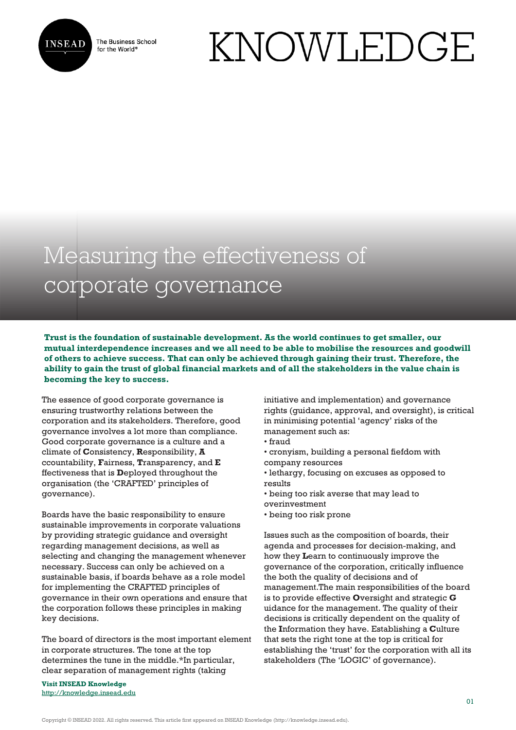# Measuring the effectiveness of corporate governance

**Trust is the foundation of sustainable development. As the world continues to get smaller, our mutual interdependence increases and we all need to be able to mobilise the resources and goodwill of others to achieve success. That can only be achieved through gaining their trust. Therefore, the ability to gain the trust of global financial markets and of all the stakeholders in the value chain is becoming the key to success.**

The essence of good corporate governance is ensuring trustworthy relations between the corporation and its stakeholders. Therefore, good governance involves a lot more than compliance. Good corporate governance is a culture and a climate of **C**onsistency, **R**esponsibility, **A** ccountability, **F**airness, **T**ransparency, and **E** ffectiveness that is **D**eployed throughout the organisation (the 'CRAFTED' principles of governance).

Boards have the basic responsibility to ensure sustainable improvements in corporate valuations by providing strategic guidance and oversight regarding management decisions, as well as selecting and changing the management whenever necessary. Success can only be achieved on a sustainable basis, if boards behave as a role model for implementing the CRAFTED principles of governance in their own operations and ensure that the corporation follows these principles in making key decisions.

The board of directors is the most important element in corporate structures. The tone at the top determines the tune in the middle.*In particular, clear separation of management rights (taking initiative and implementation) and governance rights (guidance, approval, and oversight), is critical in minimising potential 'agency' risks of the management such as:

- fraud
- cronyism, building a personal fiefdom with company resources
- lethargy, focusing on excuses as opposed to results
- being too risk averse that may lead to overinvestment
- being too risk prone

Issues such as the composition of boards, their agenda and processes for decision-making, and how they **L**earn to continuously improve the governance of the corporation, critically influence the both the quality of decisions and of management.The main responsibilities of the board is to provide effective **O**versight and strategic **G** uidance for the management. The quality of their decisions is critically dependent on the quality of the **I**nformation they have. Establishing a **C**ulture that sets the right tone at the top is critical for establishing the 'trust' for the corporation with all its stakeholders (The 'LOGIC' of governance).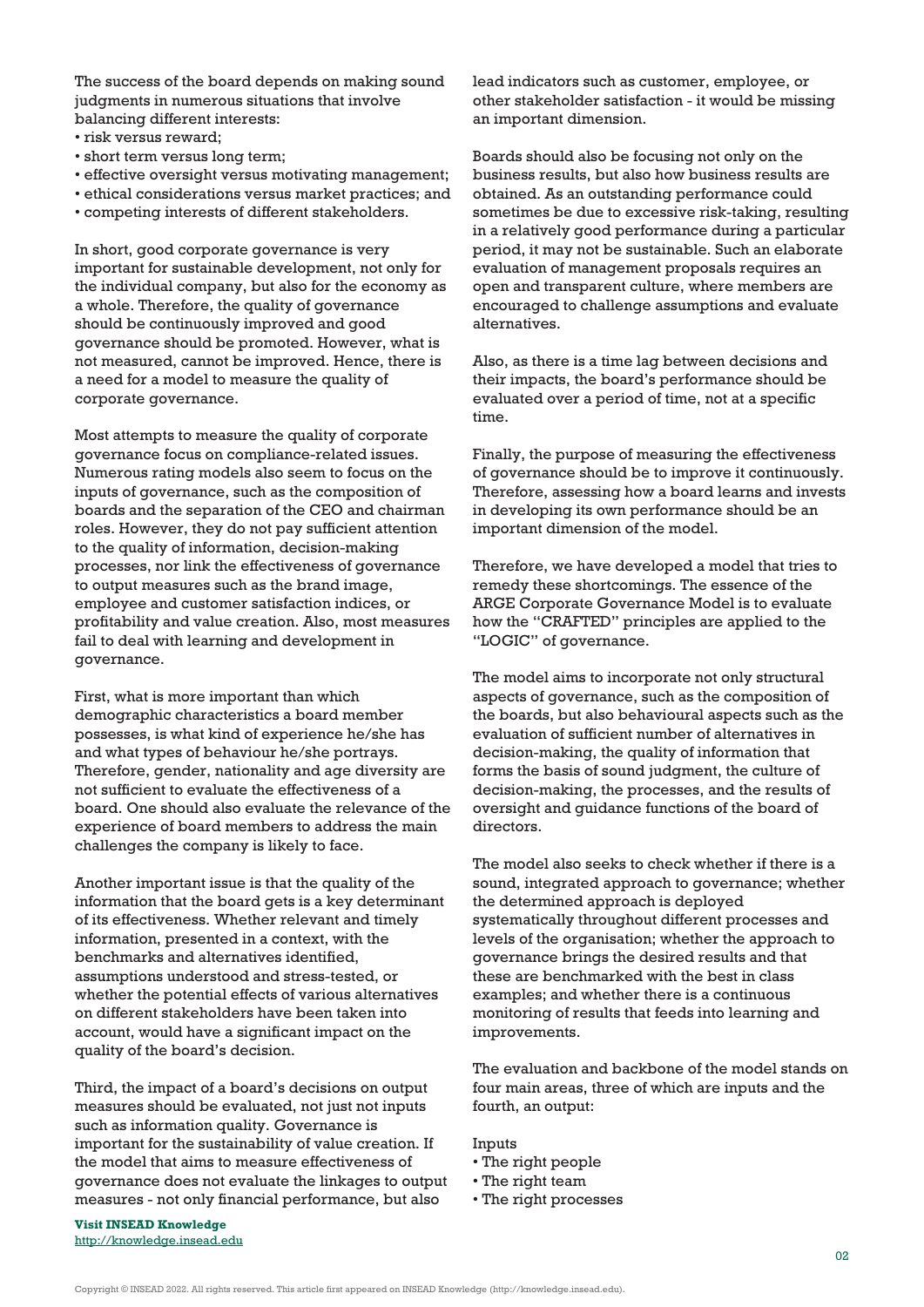The success of the board depends on making sound judgments in numerous situations that involve balancing different interests:

- risk versus reward;
- short term versus long term;
- effective oversight versus motivating management;
- ethical considerations versus market practices; and
- competing interests of different stakeholders.

In short, good corporate governance is very important for sustainable development, not only for the individual company, but also for the economy as a whole. Therefore, the quality of governance should be continuously improved and good governance should be promoted. However, what is not measured, cannot be improved. Hence, there is a need for a model to measure the quality of corporate governance.

Most attempts to measure the quality of corporate governance focus on compliance-related issues. Numerous rating models also seem to focus on the inputs of governance, such as the composition of boards and the separation of the CEO and chairman roles. However, they do not pay sufficient attention to the quality of information, decision-making processes, nor link the effectiveness of governance to output measures such as the brand image, employee and customer satisfaction indices, or profitability and value creation. Also, most measures fail to deal with learning and development in governance.

First, what is more important than which demographic characteristics a board member possesses, is what kind of experience he/she has and what types of behaviour he/she portrays. Therefore, gender, nationality and age diversity are not sufficient to evaluate the effectiveness of a board. One should also evaluate the relevance of the experience of board members to address the main challenges the company is likely to face.

Another important issue is that the quality of the information that the board gets is a key determinant of its effectiveness. Whether relevant and timely information, presented in a context, with the benchmarks and alternatives identified, assumptions understood and stress-tested, or whether the potential effects of various alternatives on different stakeholders have been taken into account, would have a significant impact on the quality of the board's decision.

Third, the impact of a board's decisions on output measures should be evaluated, not just not inputs such as information quality. Governance is important for the sustainability of value creation. If the model that aims to measure effectiveness of governance does not evaluate the linkages to output measures - not only financial performance, but also lead indicators such as customer, employee, or other stakeholder satisfaction - it would be missing an important dimension.

Boards should also be focusing not only on the business results, but also how business results are obtained. As an outstanding performance could sometimes be due to excessive risk-taking, resulting in a relatively good performance during a particular period, it may not be sustainable. Such an elaborate evaluation of management proposals requires an open and transparent culture, where members are encouraged to challenge assumptions and evaluate alternatives.

Also, as there is a time lag between decisions and their impacts, the board's performance should be evaluated over a period of time, not at a specific time.

Finally, the purpose of measuring the effectiveness of governance should be to improve it continuously. Therefore, assessing how a board learns and invests in developing its own performance should be an important dimension of the model.

Therefore, we have developed a model that tries to remedy these shortcomings. The essence of the ARGE Corporate Governance Model is to evaluate how the "CRAFTED" principles are applied to the "LOGIC" of governance.

The model aims to incorporate not only structural aspects of governance, such as the composition of the boards, but also behavioural aspects such as the evaluation of sufficient number of alternatives in decision-making, the quality of information that forms the basis of sound judgment, the culture of decision-making, the processes, and the results of oversight and guidance functions of the board of directors.

The model also seeks to check whether if there is a sound, integrated approach to governance; whether the determined approach is deployed systematically throughout different processes and levels of the organisation; whether the approach to governance brings the desired results and that these are benchmarked with the best in class examples; and whether there is a continuous monitoring of results that feeds into learning and improvements.

The evaluation and backbone of the model stands on four main areas, three of which are inputs and the fourth, an output:

Inputs

- The right people
- The right team
- The right processes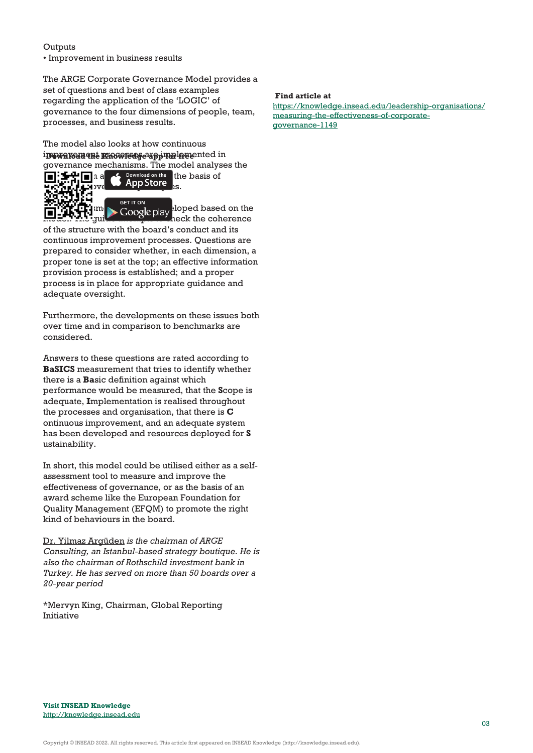Outputs

• Improvement in business results

The ARGE Corporate Governance Model provides a set of questions and best of class examples regarding the application of the 'LOGIC' of governance to the four dimensions of people, team, processes, and business results.

The model also looks at how continuous improvement processes are implemented in governance mechanisms. The model analyses the ... a ... the basis of ... ove... es.

...sm... eloped based on the ... gui... heck the coherence of the structure with the board's conduct and its continuous improvement processes. Questions are prepared to consider whether, in each dimension, a proper tone is set at the top; an effective information provision process is established; and a proper process is in place for appropriate guidance and adequate oversight.

Furthermore, the developments on these issues both over time and in comparison to benchmarks are considered.

Answers to these questions are rated according to **BaSICS** measurement that tries to identify whether there is a **Ba**sic definition against which performance would be measured, that the **S**cope is adequate, **I**mplementation is realised throughout the processes and organisation, that there is **C** ontinuous improvement, and an adequate system has been developed and resources deployed for **S** ustainability.

In short, this model could be utilised either as a self-assessment tool to measure and improve the effectiveness of governance, or as the basis of an award scheme like the European Foundation for Quality Management (EFQM) to promote the right kind of behaviours in the board.

Dr. Yilmaz Argüden *is the chairman of ARGE Consulting, an Istanbul-based strategy boutique. He is also the chairman of Rothschild investment bank in Turkey. He has served on more than 50 boards over a 20-year period*

*Mervyn King, Chairman, Global Reporting Initiative

**Download the Knowledge app for free**

**Find article at**
https://knowledge.insead.edu/leadership-organisations/measuring-the-effectiveness-of-corporate-governance-1149